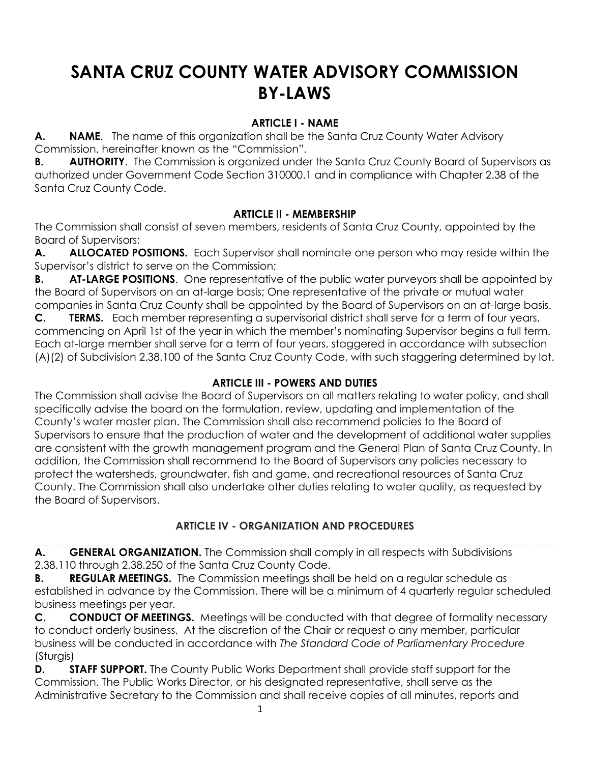# SANTA CRUZ COUNTY WATER ADVISORY COMMISSION BY-LAWS

## ARTICLE I - NAME

**A. NAME**. The name of this organization shall be the Santa Cruz County Water Advisory Commission, hereinafter known as the "Commission".

**B. AUTHORITY**. The Commission is organized under the Santa Cruz County Board of Supervisors as authorized under Government Code Section 310000.1 and in compliance with Chapter 2.38 of the Santa Cruz County Code.

## ARTICLE II - MEMBERSHIP

The Commission shall consist of seven members, residents of Santa Cruz County, appointed by the Board of Supervisors:

**A. ALLOCATED POSITIONS.** Each Supervisor shall nominate one person who may reside within the Supervisor's district to serve on the Commission;

**B. AT-LARGE POSITIONS**. One representative of the public water purveyors shall be appointed by the Board of Supervisors on an at-large basis; One representative of the private or mutual water companies in Santa Cruz County shall be appointed by the Board of Supervisors on an at-large basis.

**C. TERMS.** Each member representing a supervisorial district shall serve for a term of four years, commencing on April 1st of the year in which the member's nominating Supervisor begins a full term. Each at-large member shall serve for a term of four years, staggered in accordance with subsection (A)(2) of Subdivision 2.38.100 of the Santa Cruz County Code, with such staggering determined by lot.

## ARTICLE III - POWERS AND DUTIES

The Commission shall advise the Board of Supervisors on all matters relating to water policy, and shall specifically advise the board on the formulation, review, updating and implementation of the County's water master plan. The Commission shall also recommend policies to the Board of Supervisors to ensure that the production of water and the development of additional water supplies are consistent with the growth management program and the General Plan of Santa Cruz County. In addition, the Commission shall recommend to the Board of Supervisors any policies necessary to protect the watersheds, groundwater, fish and game, and recreational resources of Santa Cruz County. The Commission shall also undertake other duties relating to water quality, as requested by the Board of Supervisors.

## ARTICLE IV - ORGANIZATION AND PROCEDURES

**A. GENERAL ORGANIZATION.** The Commission shall comply in all respects with Subdivisions 2.38.110 through 2.38.250 of the Santa Cruz County Code.

**B. REGULAR MEETINGS.** The Commission meetings shall be held on a regular schedule as established in advance by the Commission. There will be a minimum of 4 quarterly regular scheduled business meetings per year.

**C. CONDUCT OF MEETINGS.** Meetings will be conducted with that degree of formality necessary to conduct orderly business. At the discretion of the Chair or request o any member, particular business will be conducted in accordance with *The Standard Code of Parliamentary Procedure* (Sturgis)

**D. STAFF SUPPORT.** The County Public Works Department shall provide staff support for the Commission. The Public Works Director, or his designated representative, shall serve as the Administrative Secretary to the Commission and shall receive copies of all minutes, reports and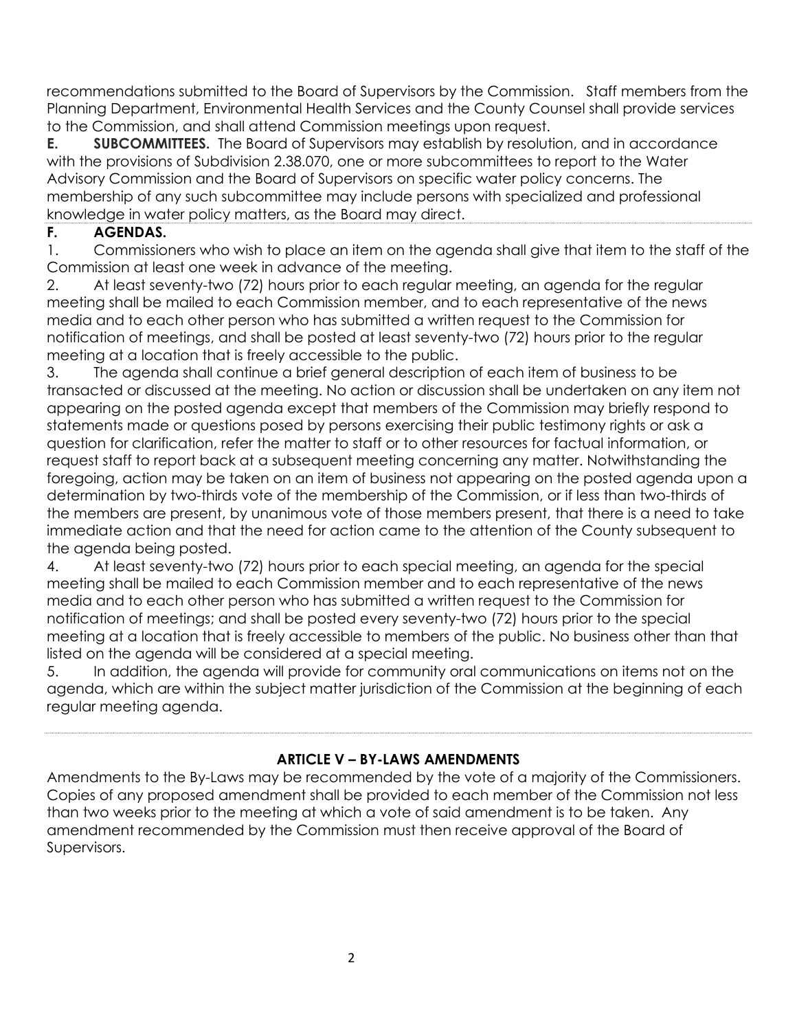recommendations submitted to the Board of Supervisors by the Commission. Staff members from the Planning Department, Environmental Health Services and the County Counsel shall provide services to the Commission, and shall attend Commission meetings upon request.

**E. SUBCOMMITTEES.** The Board of Supervisors may establish by resolution, and in accordance with the provisions of Subdivision 2.38.070, one or more subcommittees to report to the Water Advisory Commission and the Board of Supervisors on specific water policy concerns. The membership of any such subcommittee may include persons with specialized and professional knowledge in water policy matters, as the Board may direct.

**F. AGENDAS.**

1. Commissioners who wish to place an item on the agenda shall give that item to the staff of the Commission at least one week in advance of the meeting.
2. At least seventy-two (72) hours prior to each regular meeting, an agenda for the regular meeting shall be mailed to each Commission member, and to each representative of the news media and to each other person who has submitted a written request to the Commission for notification of meetings, and shall be posted at least seventy-two (72) hours prior to the regular meeting at a location that is freely accessible to the public.
3. The agenda shall continue a brief general description of each item of business to be transacted or discussed at the meeting. No action or discussion shall be undertaken on any item not appearing on the posted agenda except that members of the Commission may briefly respond to statements made or questions posed by persons exercising their public testimony rights or ask a question for clarification, refer the matter to staff or to other resources for factual information, or request staff to report back at a subsequent meeting concerning any matter. Notwithstanding the foregoing, action may be taken on an item of business not appearing on the posted agenda upon a determination by two-thirds vote of the membership of the Commission, or if less than two-thirds of the members are present, by unanimous vote of those members present, that there is a need to take immediate action and that the need for action came to the attention of the County subsequent to the agenda being posted.
4. At least seventy-two (72) hours prior to each special meeting, an agenda for the special meeting shall be mailed to each Commission member and to each representative of the news media and to each other person who has submitted a written request to the Commission for notification of meetings; and shall be posted every seventy-two (72) hours prior to the special meeting at a location that is freely accessible to members of the public. No business other than that listed on the agenda will be considered at a special meeting.
5. In addition, the agenda will provide for community oral communications on items not on the agenda, which are within the subject matter jurisdiction of the Commission at the beginning of each regular meeting agenda.

## ARTICLE V – BY-LAWS AMENDMENTS

Amendments to the By-Laws may be recommended by the vote of a majority of the Commissioners. Copies of any proposed amendment shall be provided to each member of the Commission not less than two weeks prior to the meeting at which a vote of said amendment is to be taken. Any amendment recommended by the Commission must then receive approval of the Board of Supervisors.